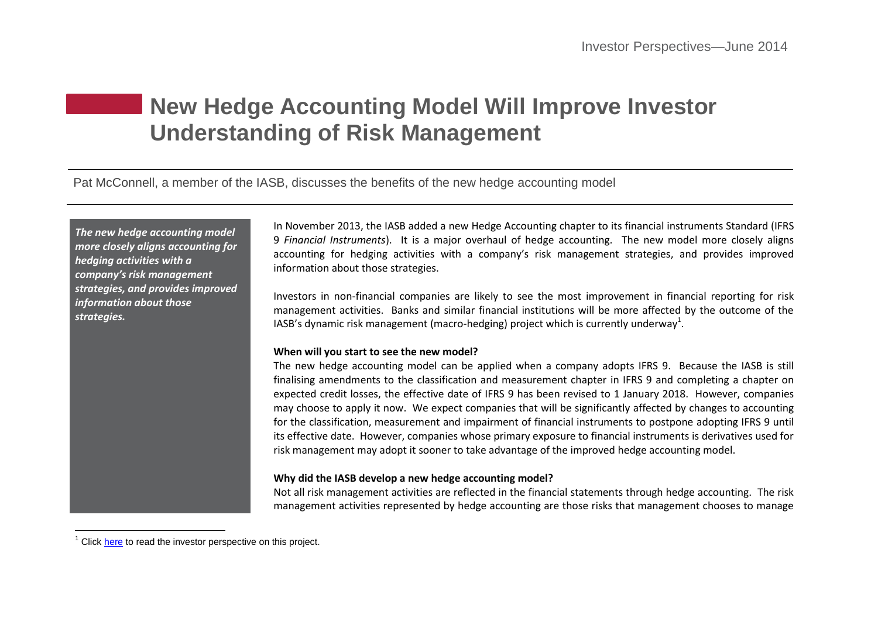# New Hedge Accounting Model Will Improve Investor Understanding of Risk Management

Pat McConnell, a member of the IASB, discusses the benefits of the new hedge accounting model

***The new hedge accounting model more closely aligns accounting for hedging activities with a company's risk management strategies, and provides improved information about those strategies.***

In November 2013, the IASB added a new Hedge Accounting chapter to its financial instruments Standard (IFRS 9 *Financial Instruments*). It is a major overhaul of hedge accounting. The new model more closely aligns accounting for hedging activities with a company's risk management strategies, and provides improved information about those strategies.

Investors in non-financial companies are likely to see the most improvement in financial reporting for risk management activities. Banks and similar financial institutions will be more affected by the outcome of the IASB's dynamic risk management (macro-hedging) project which is currently underway[1].

**When will you start to see the new model?**

The new hedge accounting model can be applied when a company adopts IFRS 9. Because the IASB is still finalising amendments to the classification and measurement chapter in IFRS 9 and completing a chapter on expected credit losses, the effective date of IFRS 9 has been revised to 1 January 2018. However, companies may choose to apply it now. We expect companies that will be significantly affected by changes to accounting for the classification, measurement and impairment of financial instruments to postpone adopting IFRS 9 until its effective date. However, companies whose primary exposure to financial instruments is derivatives used for risk management may adopt it sooner to take advantage of the improved hedge accounting model.

**Why did the IASB develop a new hedge accounting model?**

Not all risk management activities are reflected in the financial statements through hedge accounting. The risk management activities represented by hedge accounting are those risks that management chooses to manage

[1] Click here to read the investor perspective on this project.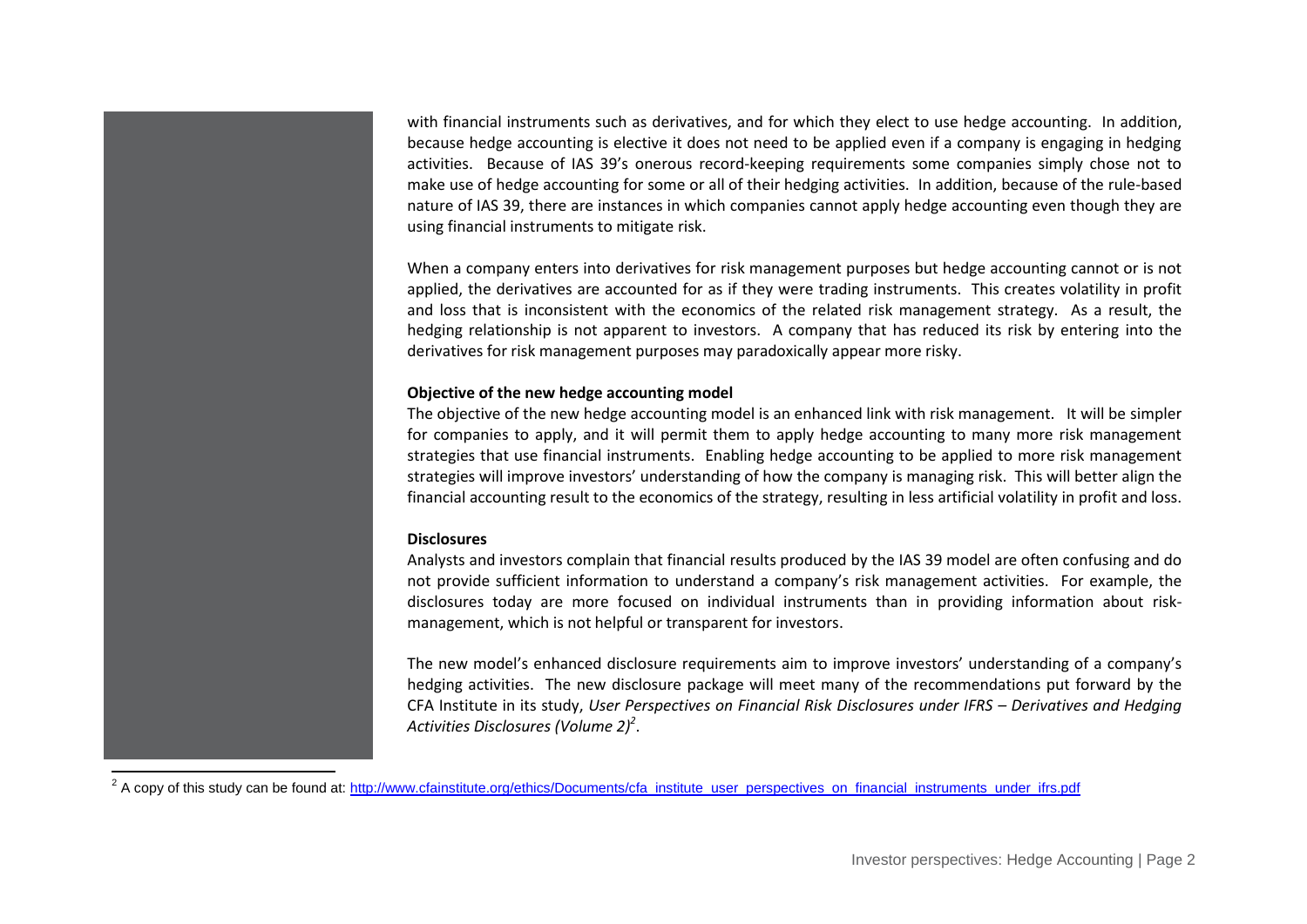with financial instruments such as derivatives, and for which they elect to use hedge accounting. In addition, because hedge accounting is elective it does not need to be applied even if a company is engaging in hedging activities. Because of IAS 39's onerous record-keeping requirements some companies simply chose not to make use of hedge accounting for some or all of their hedging activities. In addition, because of the rule-based nature of IAS 39, there are instances in which companies cannot apply hedge accounting even though they are using financial instruments to mitigate risk.

When a company enters into derivatives for risk management purposes but hedge accounting cannot or is not applied, the derivatives are accounted for as if they were trading instruments. This creates volatility in profit and loss that is inconsistent with the economics of the related risk management strategy. As a result, the hedging relationship is not apparent to investors. A company that has reduced its risk by entering into the derivatives for risk management purposes may paradoxically appear more risky.

**Objective of the new hedge accounting model**

The objective of the new hedge accounting model is an enhanced link with risk management. It will be simpler for companies to apply, and it will permit them to apply hedge accounting to many more risk management strategies that use financial instruments. Enabling hedge accounting to be applied to more risk management strategies will improve investors' understanding of how the company is managing risk. This will better align the financial accounting result to the economics of the strategy, resulting in less artificial volatility in profit and loss.

**Disclosures**

Analysts and investors complain that financial results produced by the IAS 39 model are often confusing and do not provide sufficient information to understand a company's risk management activities. For example, the disclosures today are more focused on individual instruments than in providing information about risk-management, which is not helpful or transparent for investors.

The new model's enhanced disclosure requirements aim to improve investors' understanding of a company's hedging activities. The new disclosure package will meet many of the recommendations put forward by the CFA Institute in its study, *User Perspectives on Financial Risk Disclosures under IFRS – Derivatives and Hedging Activities Disclosures (Volume 2)*[2].

[2] A copy of this study can be found at: http://www.cfainstitute.org/ethics/Documents/cfa_institute_user_perspectives_on_financial_instruments_under_ifrs.pdf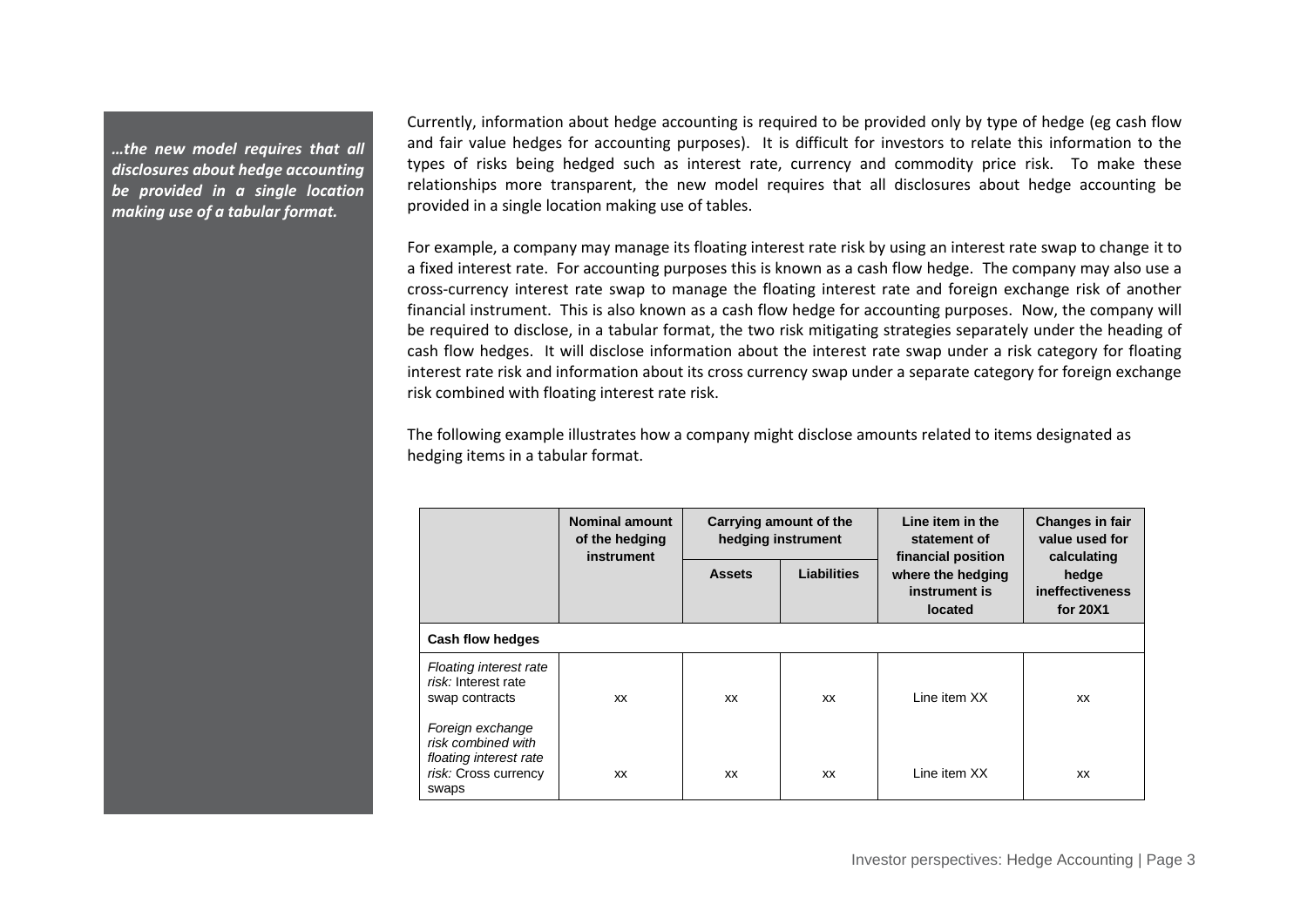*…the new model requires that all disclosures about hedge accounting be provided in a single location making use of a tabular format.*

Currently, information about hedge accounting is required to be provided only by type of hedge (eg cash flow and fair value hedges for accounting purposes). It is difficult for investors to relate this information to the types of risks being hedged such as interest rate, currency and commodity price risk. To make these relationships more transparent, the new model requires that all disclosures about hedge accounting be provided in a single location making use of tables.

For example, a company may manage its floating interest rate risk by using an interest rate swap to change it to a fixed interest rate. For accounting purposes this is known as a cash flow hedge. The company may also use a cross-currency interest rate swap to manage the floating interest rate and foreign exchange risk of another financial instrument. This is also known as a cash flow hedge for accounting purposes. Now, the company will be required to disclose, in a tabular format, the two risk mitigating strategies separately under the heading of cash flow hedges. It will disclose information about the interest rate swap under a risk category for floating interest rate risk and information about its cross currency swap under a separate category for foreign exchange risk combined with floating interest rate risk.

The following example illustrates how a company might disclose amounts related to items designated as hedging items in a tabular format.

| | **Nominal amount of the hedging instrument** | **Carrying amount of the hedging instrument** | | **Line item in the statement of financial position where the hedging instrument is located** | **Changes in fair value used for calculating hedge ineffectiveness for 20X1** |
|---|---|---|---|---|---|
| | | **Assets** | **Liabilities** | | |
| **Cash flow hedges** | | | | | |
| *Floating interest rate risk:* Interest rate swap contracts | XX | XX | XX | Line item XX | XX |
| *Foreign exchange risk combined with floating interest rate risk:* Cross currency swaps | XX | XX | XX | Line item XX | XX |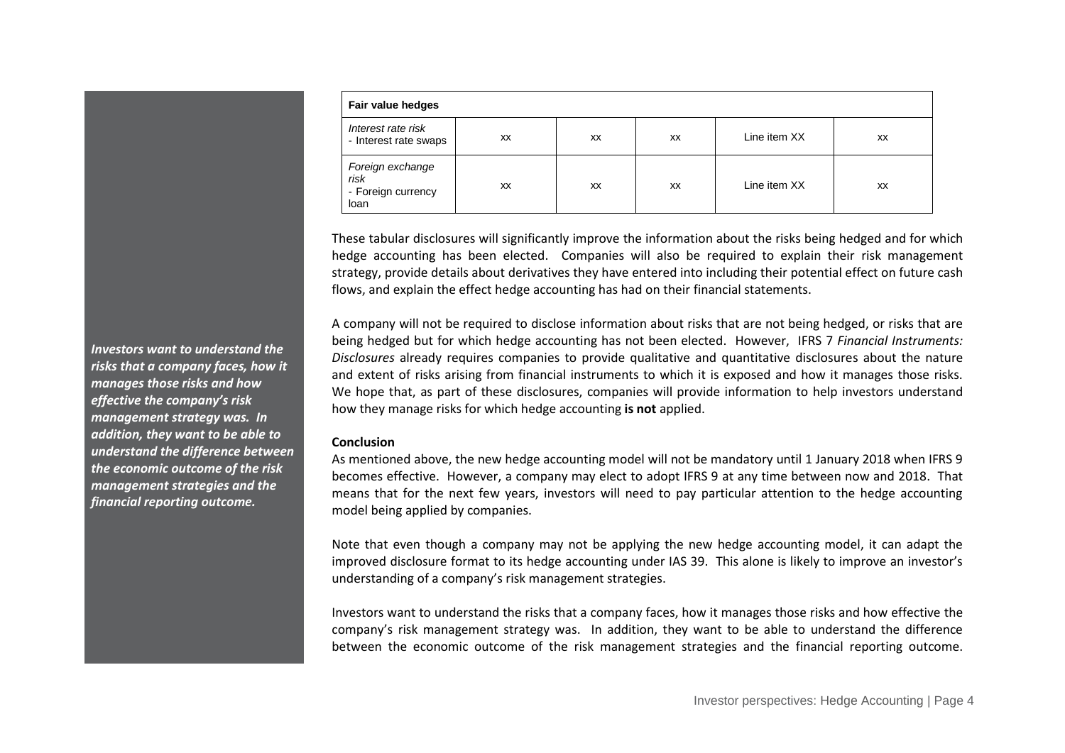| Fair value hedges | | | | | |
|---|---|---|---|---|---|
| *Interest rate risk*<br>- Interest rate swaps | XX | XX | XX | Line item XX | XX |
| *Foreign exchange risk*<br>- Foreign currency loan | XX | XX | XX | Line item XX | XX |

These tabular disclosures will significantly improve the information about the risks being hedged and for which hedge accounting has been elected. Companies will also be required to explain their risk management strategy, provide details about derivatives they have entered into including their potential effect on future cash flows, and explain the effect hedge accounting has had on their financial statements.

A company will not be required to disclose information about risks that are not being hedged, or risks that are being hedged but for which hedge accounting has not been elected. However, IFRS 7 *Financial Instruments: Disclosures* already requires companies to provide qualitative and quantitative disclosures about the nature and extent of risks arising from financial instruments to which it is exposed and how it manages those risks. We hope that, as part of these disclosures, companies will provide information to help investors understand how they manage risks for which hedge accounting **is not** applied.

***Investors want to understand the risks that a company faces, how it manages those risks and how effective the company's risk management strategy was. In addition, they want to be able to understand the difference between the economic outcome of the risk management strategies and the financial reporting outcome.***

**Conclusion**

As mentioned above, the new hedge accounting model will not be mandatory until 1 January 2018 when IFRS 9 becomes effective. However, a company may elect to adopt IFRS 9 at any time between now and 2018. That means that for the next few years, investors will need to pay particular attention to the hedge accounting model being applied by companies.

Note that even though a company may not be applying the new hedge accounting model, it can adapt the improved disclosure format to its hedge accounting under IAS 39. This alone is likely to improve an investor's understanding of a company's risk management strategies.

Investors want to understand the risks that a company faces, how it manages those risks and how effective the company's risk management strategy was. In addition, they want to be able to understand the difference between the economic outcome of the risk management strategies and the financial reporting outcome.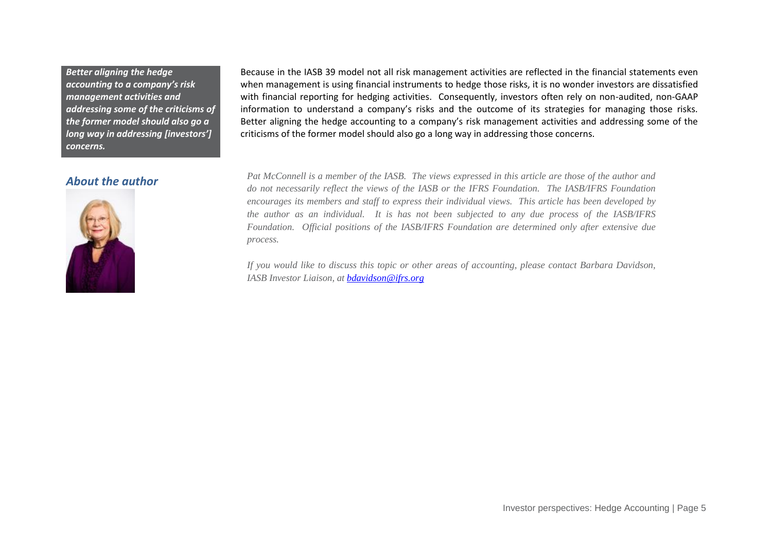> ***Better aligning the hedge accounting to a company's risk management activities and addressing some of the criticisms of the former model should also go a long way in addressing [investors'] concerns.***

Because in the IASB 39 model not all risk management activities are reflected in the financial statements even when management is using financial instruments to hedge those risks, it is no wonder investors are dissatisfied with financial reporting for hedging activities. Consequently, investors often rely on non-audited, non-GAAP information to understand a company's risks and the outcome of its strategies for managing those risks. Better aligning the hedge accounting to a company's risk management activities and addressing some of the criticisms of the former model should also go a long way in addressing those concerns.

## *About the author*

*Pat McConnell is a member of the IASB. The views expressed in this article are those of the author and do not necessarily reflect the views of the IASB or the IFRS Foundation. The IASB/IFRS Foundation encourages its members and staff to express their individual views. This article has been developed by the author as an individual. It is has not been subjected to any due process of the IASB/IFRS Foundation. Official positions of the IASB/IFRS Foundation are determined only after extensive due process.*

*If you would like to discuss this topic or other areas of accounting, please contact Barbara Davidson, IASB Investor Liaison, at [bdavidson@ifrs.org](mailto:bdavidson@ifrs.org)*